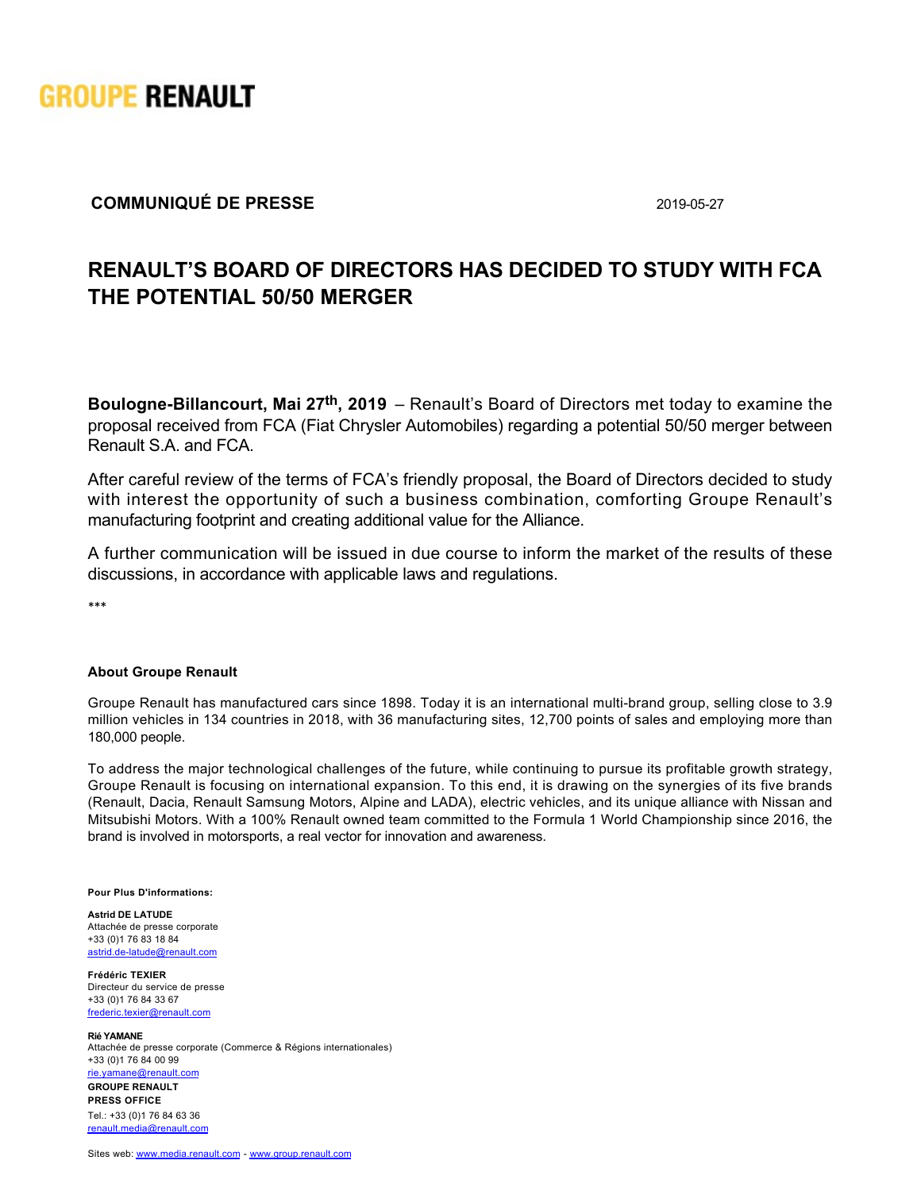GROUPE RENAULT

**COMMUNIQUÉ DE PRESSE** 2019-05-27

# RENAULT'S BOARD OF DIRECTORS HAS DECIDED TO STUDY WITH FCA THE POTENTIAL 50/50 MERGER

**Boulogne-Billancourt, Mai 27th, 2019** – Renault's Board of Directors met today to examine the proposal received from FCA (Fiat Chrysler Automobiles) regarding a potential 50/50 merger between Renault S.A. and FCA.

After careful review of the terms of FCA's friendly proposal, the Board of Directors decided to study with interest the opportunity of such a business combination, comforting Groupe Renault's manufacturing footprint and creating additional value for the Alliance.

A further communication will be issued in due course to inform the market of the results of these discussions, in accordance with applicable laws and regulations.

***

**About Groupe Renault**

Groupe Renault has manufactured cars since 1898. Today it is an international multi-brand group, selling close to 3.9 million vehicles in 134 countries in 2018, with 36 manufacturing sites, 12,700 points of sales and employing more than 180,000 people.

To address the major technological challenges of the future, while continuing to pursue its profitable growth strategy, Groupe Renault is focusing on international expansion. To this end, it is drawing on the synergies of its five brands (Renault, Dacia, Renault Samsung Motors, Alpine and LADA), electric vehicles, and its unique alliance with Nissan and Mitsubishi Motors. With a 100% Renault owned team committed to the Formula 1 World Championship since 2016, the brand is involved in motorsports, a real vector for innovation and awareness.

**Pour Plus D'informations:**

**Astrid DE LATUDE**
Attachée de presse corporate
+33 (0)1 76 83 18 84
astrid.de-latude@renault.com

**Frédéric TEXIER**
Directeur du service de presse
+33 (0)1 76 84 33 67
frederic.texier@renault.com

**Rié YAMANE**
Attachée de presse corporate (Commerce & Régions internationales)
+33 (0)1 76 84 00 99
rie.yamane@renault.com

**GROUPE RENAULT PRESS OFFICE**
Tel.: +33 (0)1 76 84 63 36
renault.media@renault.com

Sites web: www.media.renault.com - www.group.renault.com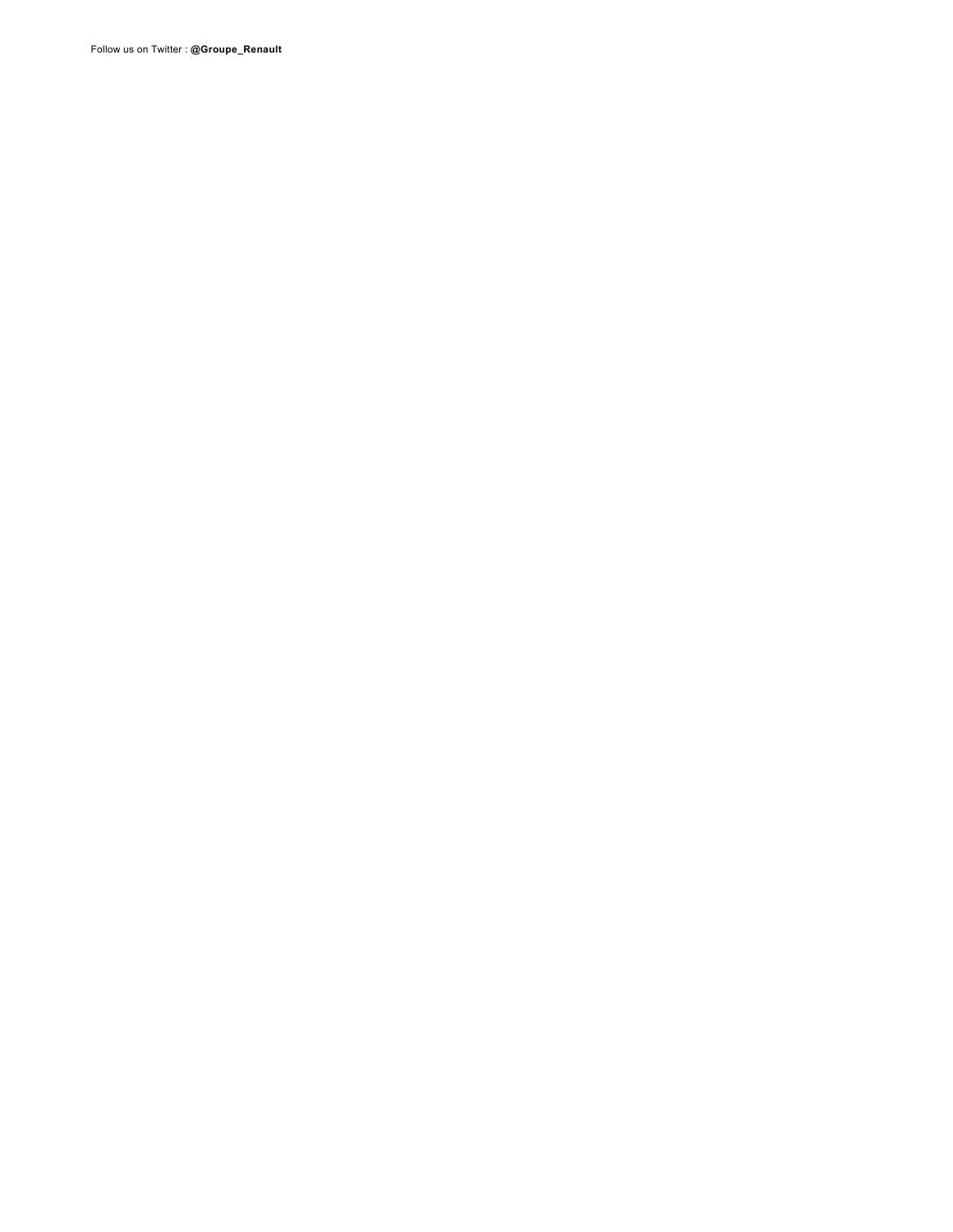Follow us on Twitter : **@Groupe_Renault**